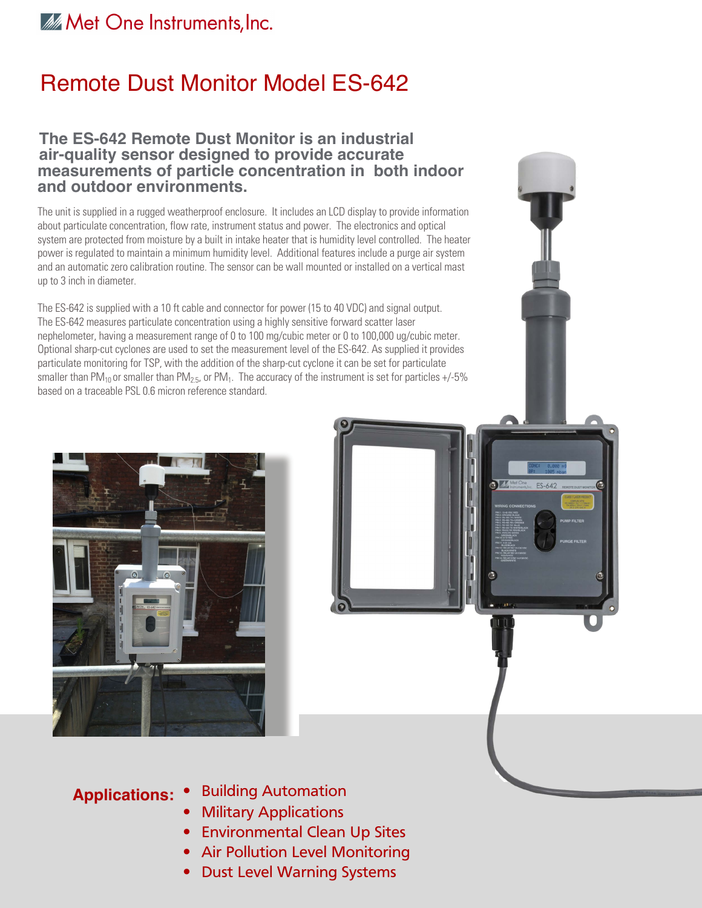Met One Instruments, Inc.

# Remote Dust Monitor Model ES-642

## The ES-642 Remote Dust Monitor is an industrial air-quality sensor designed to provide accurate measurements of particle concentration in both indoor and outdoor environments.

The unit is supplied in a rugged weatherproof enclosure. It includes an LCD display to provide information about particulate concentration, flow rate, instrument status and power. The electronics and optical system are protected from moisture by a built in intake heater that is humidity level controlled. The heater power is regulated to maintain a minimum humidity level. Additional features include a purge air system and an automatic zero calibration routine. The sensor can be wall mounted or installed on a vertical mast up to 3 inch in diameter.

The ES-642 is supplied with a 10 ft cable and connector for power (15 to 40 VDC) and signal output. The ES-642 measures particulate concentration using a highly sensitive forward scatter laser nephelometer, having a measurement range of 0 to 100 mg/cubic meter or 0 to 100,000 ug/cubic meter. Optional sharp-cut cyclones are used to set the measurement level of the ES-642. As supplied it provides particulate monitoring for TSP, with the addition of the sharp-cut cyclone it can be set for particulate smaller than $PM_{10}$ or smaller than $PM_{2.5}$, or $PM_1$. The accuracy of the instrument is set for particles +/-5% based on a traceable PSL 0.6 micron reference standard.

**Applications:**

- Building Automation
- Military Applications
- Environmental Clean Up Sites
- Air Pollution Level Monitoring
- Dust Level Warning Systems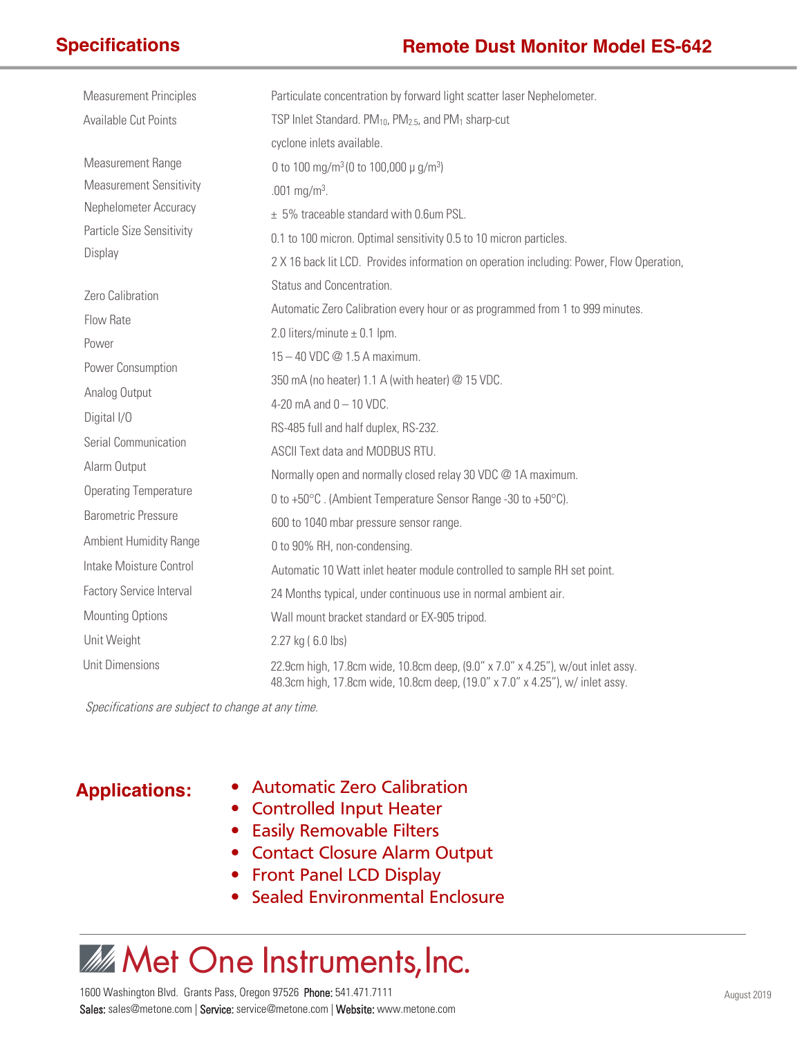## Specifications

## Remote Dust Monitor Model ES-642

| | |
|---|---|
| Measurement Principles | Particulate concentration by forward light scatter laser Nephelometer. |
| Available Cut Points | TSP Inlet Standard. $PM_{10}$, $PM_{2.5}$, and $PM_1$ sharp-cut cyclone inlets available. |
| Measurement Range | 0 to 100 mg/m$^3$ (0 to 100,000 µ g/m$^3$) |
| Measurement Sensitivity | .001 mg/m$^3$. |
| Nephelometer Accuracy | ± 5% traceable standard with 0.6um PSL. |
| Particle Size Sensitivity | 0.1 to 100 micron. Optimal sensitivity 0.5 to 10 micron particles. |
| Display | 2 X 16 back lit LCD. Provides information on operation including: Power, Flow Operation, Status and Concentration. |
| Zero Calibration | Automatic Zero Calibration every hour or as programmed from 1 to 999 minutes. |
| Flow Rate | 2.0 liters/minute ± 0.1 lpm. |
| Power | 15 – 40 VDC @ 1.5 A maximum. |
| Power Consumption | 350 mA (no heater) 1.1 A (with heater) @ 15 VDC. |
| Analog Output | 4-20 mA and 0 – 10 VDC. |
| Digital I/O | RS-485 full and half duplex, RS-232. |
| Serial Communication | ASCII Text data and MODBUS RTU. |
| Alarm Output | Normally open and normally closed relay 30 VDC @ 1A maximum. |
| Operating Temperature | 0 to +50°C . (Ambient Temperature Sensor Range -30 to +50°C). |
| Barometric Pressure | 600 to 1040 mbar pressure sensor range. |
| Ambient Humidity Range | 0 to 90% RH, non-condensing. |
| Intake Moisture Control | Automatic 10 Watt inlet heater module controlled to sample RH set point. |
| Factory Service Interval | 24 Months typical, under continuous use in normal ambient air. |
| Mounting Options | Wall mount bracket standard or EX-905 tripod. |
| Unit Weight | 2.27 kg ( 6.0 lbs) |
| Unit Dimensions | 22.9cm high, 17.8cm wide, 10.8cm deep, (9.0" x 7.0" x 4.25"), w/out inlet assy.<br>48.3cm high, 17.8cm wide, 10.8cm deep, (19.0" x 7.0" x 4.25"), w/ inlet assy. |

*Specifications are subject to change at any time.*

## Applications:

- Automatic Zero Calibration
- Controlled Input Heater
- Easily Removable Filters
- Contact Closure Alarm Output
- Front Panel LCD Display
- Sealed Environmental Enclosure

**Met One Instruments, Inc.**

1600 Washington Blvd. Grants Pass, Oregon 97526 **Phone:** 541.471.7111
**Sales:** sales@metone.com | **Service:** service@metone.com | **Website:** www.metone.com

August 2019